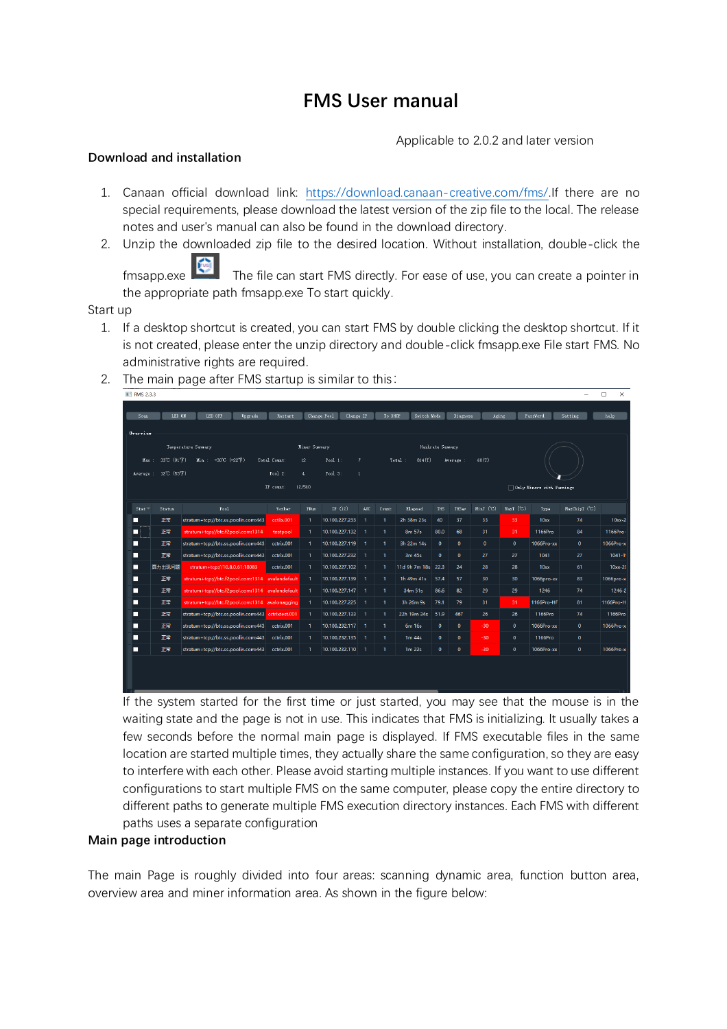# FMS User manual

Applicable to 2.0.2 and later version

## Download and installation

1. Canaan official download link: https://download.canaan-creative.com/fms/.If there are no special requirements, please download the latest version of the zip file to the local. The release notes and user's manual can also be found in the download directory.
2. Unzip the downloaded zip file to the desired location. Without installation, double-click the fmsapp.exe The file can start FMS directly. For ease of use, you can create a pointer in the appropriate path fmsapp.exe To start quickly.

Start up

1. If a desktop shortcut is created, you can start FMS by double clicking the desktop shortcut. If it is not created, please enter the unzip directory and double-click fmsapp.exe File start FMS. No administrative rights are required.
2. The main page after FMS startup is similar to this：

   If the system started for the first time or just started, you may see that the mouse is in the waiting state and the page is not in use. This indicates that FMS is initializing. It usually takes a few seconds before the normal main page is displayed. If FMS executable files in the same location are started multiple times, they actually share the same configuration, so they are easy to interfere with each other. Please avoid starting multiple instances. If you want to use different configurations to start multiple FMS on the same computer, please copy the entire directory to different paths to generate multiple FMS execution directory instances. Each FMS with different paths uses a separate configuration

## Main page introduction

The main Page is roughly divided into four areas: scanning dynamic area, function button area, overview area and miner information area. As shown in the figure below: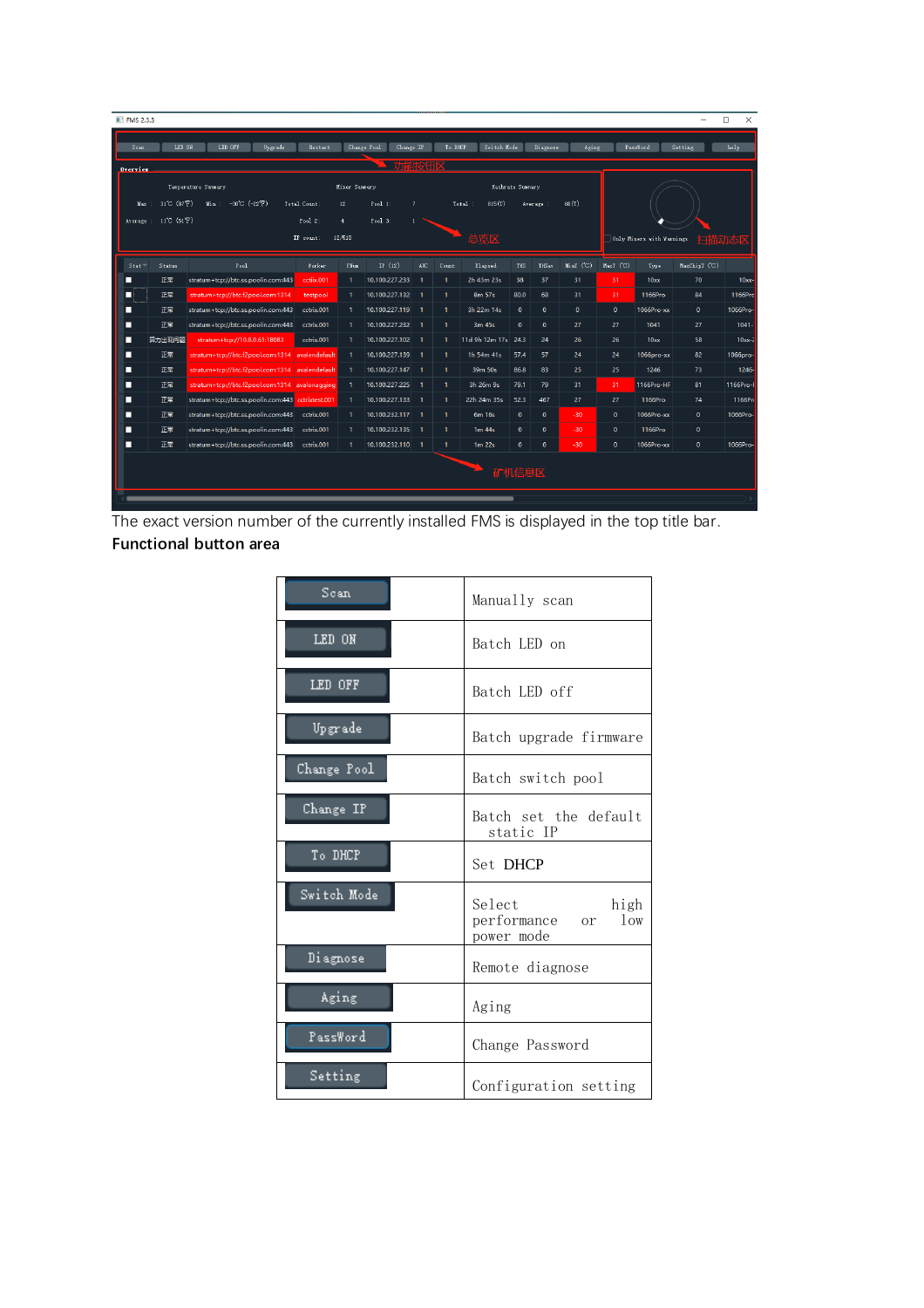The exact version number of the currently installed FMS is displayed in the top title bar.

**Functional button area**

| | |
|---|---|
| Scan | Manually scan |
| LED ON | Batch LED on |
| LED OFF | Batch LED off |
| Upgrade | Batch upgrade firmware |
| Change Pool | Batch switch pool |
| Change IP | Batch set the default static IP |
| To DHCP | Set DHCP |
| Switch Mode | Select high performance or low power mode |
| Diagnose | Remote diagnose |
| Aging | Aging |
| PassWord | Change Password |
| Setting | Configuration setting |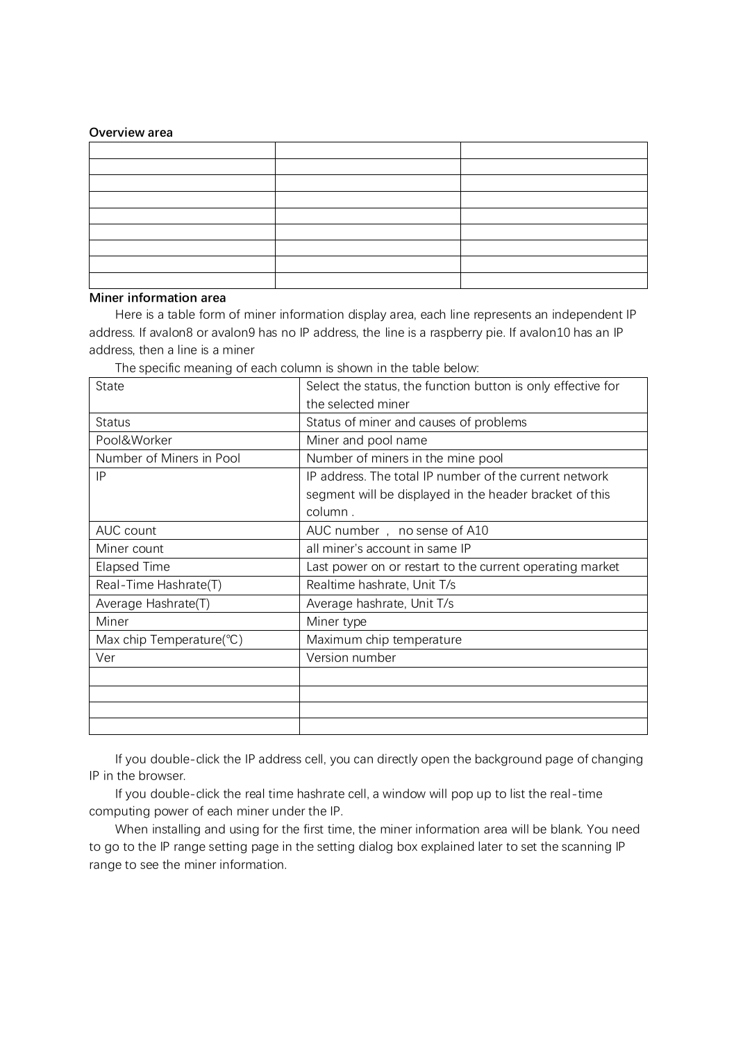**Overview area**

| | | |
|---|---|---|
| | | |
| | | |
| | | |
| | | |
| | | |
| | | |
| | | |
| | | |

**Miner information area**

Here is a table form of miner information display area, each line represents an independent IP address. If avalon8 or avalon9 has no IP address, the line is a raspberry pie. If avalon10 has an IP address, then a line is a miner

The specific meaning of each column is shown in the table below:

| | |
|---|---|
| State | Select the status, the function button is only effective for the selected miner |
| Status | Status of miner and causes of problems |
| Pool&Worker | Miner and pool name |
| Number of Miners in Pool | Number of miners in the mine pool |
| IP | IP address. The total IP number of the current network segment will be displayed in the header bracket of this column . |
| AUC count | AUC number ， no sense of A10 |
| Miner count | all miner's account in same IP |
| Elapsed Time | Last power on or restart to the current operating market |
| Real-Time Hashrate(T) | Realtime hashrate, Unit T/s |
| Average Hashrate(T) | Average hashrate, Unit T/s |
| Miner | Miner type |
| Max chip Temperature(℃) | Maximum chip temperature |
| Ver | Version number |
| | |
| | |
| | |
| | |

If you double-click the IP address cell, you can directly open the background page of changing IP in the browser.

If you double-click the real time hashrate cell, a window will pop up to list the real-time computing power of each miner under the IP.

When installing and using for the first time, the miner information area will be blank. You need to go to the IP range setting page in the setting dialog box explained later to set the scanning IP range to see the miner information.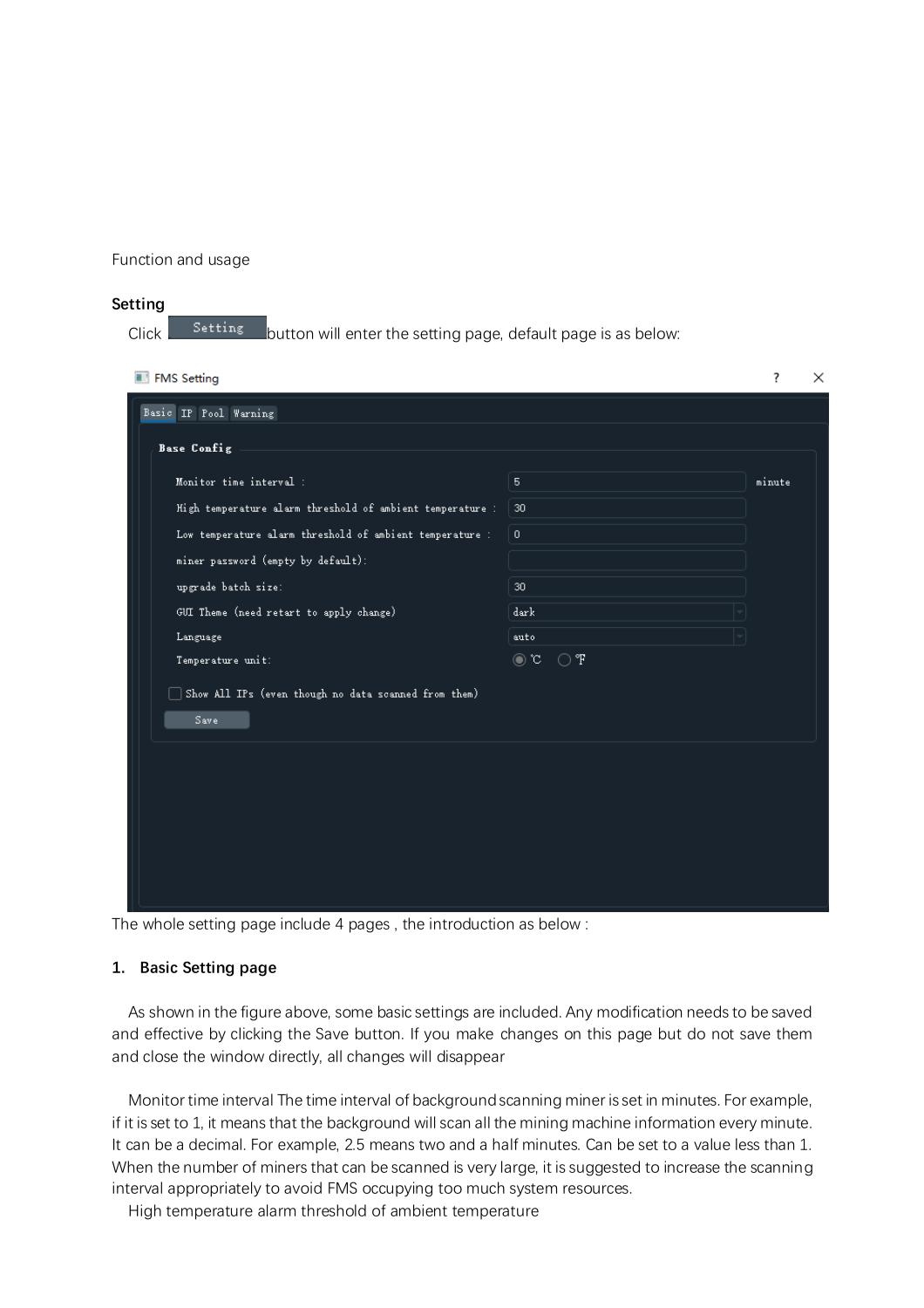Function and usage

## Setting

Click Setting button will enter the setting page, default page is as below:

FMS Setting

Basic | IP | Pool | Warning

**Base Config**

Monitor time interval : 5 minute

High temperature alarm threshold of ambient temperature : 30

Low temperature alarm threshold of ambient temperature : 0

miner password (empty by default):

upgrade batch size: 30

GUI Theme (need retart to apply change) dark

Language auto

Temperature unit: ℃ ℉

Show All IPs (even though no data scanned from them)

Save

The whole setting page include 4 pages , the introduction as below :

### 1. Basic Setting page

As shown in the figure above, some basic settings are included. Any modification needs to be saved and effective by clicking the Save button. If you make changes on this page but do not save them and close the window directly, all changes will disappear

Monitor time interval The time interval of background scanning miner is set in minutes. For example, if it is set to 1, it means that the background will scan all the mining machine information every minute. It can be a decimal. For example, 2.5 means two and a half minutes. Can be set to a value less than 1. When the number of miners that can be scanned is very large, it is suggested to increase the scanning interval appropriately to avoid FMS occupying too much system resources.

High temperature alarm threshold of ambient temperature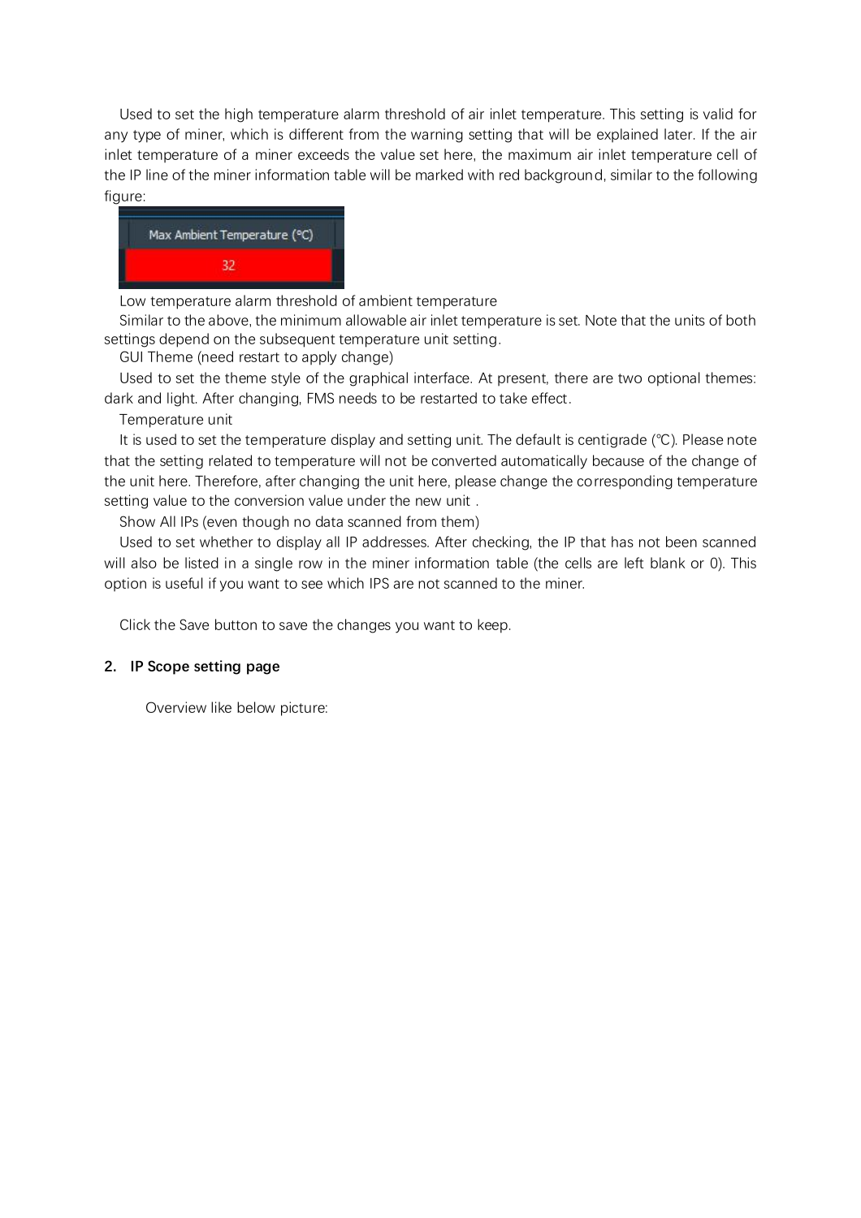Used to set the high temperature alarm threshold of air inlet temperature. This setting is valid for any type of miner, which is different from the warning setting that will be explained later. If the air inlet temperature of a miner exceeds the value set here, the maximum air inlet temperature cell of the IP line of the miner information table will be marked with red background, similar to the following figure:

Low temperature alarm threshold of ambient temperature

Similar to the above, the minimum allowable air inlet temperature is set. Note that the units of both settings depend on the subsequent temperature unit setting.

GUI Theme (need restart to apply change)

Used to set the theme style of the graphical interface. At present, there are two optional themes: dark and light. After changing, FMS needs to be restarted to take effect.

Temperature unit

It is used to set the temperature display and setting unit. The default is centigrade (℃). Please note that the setting related to temperature will not be converted automatically because of the change of the unit here. Therefore, after changing the unit here, please change the corresponding temperature setting value to the conversion value under the new unit .

Show All IPs (even though no data scanned from them)

Used to set whether to display all IP addresses. After checking, the IP that has not been scanned will also be listed in a single row in the miner information table (the cells are left blank or 0). This option is useful if you want to see which IPS are not scanned to the miner.

Click the Save button to save the changes you want to keep.

**2. IP Scope setting page**

Overview like below picture: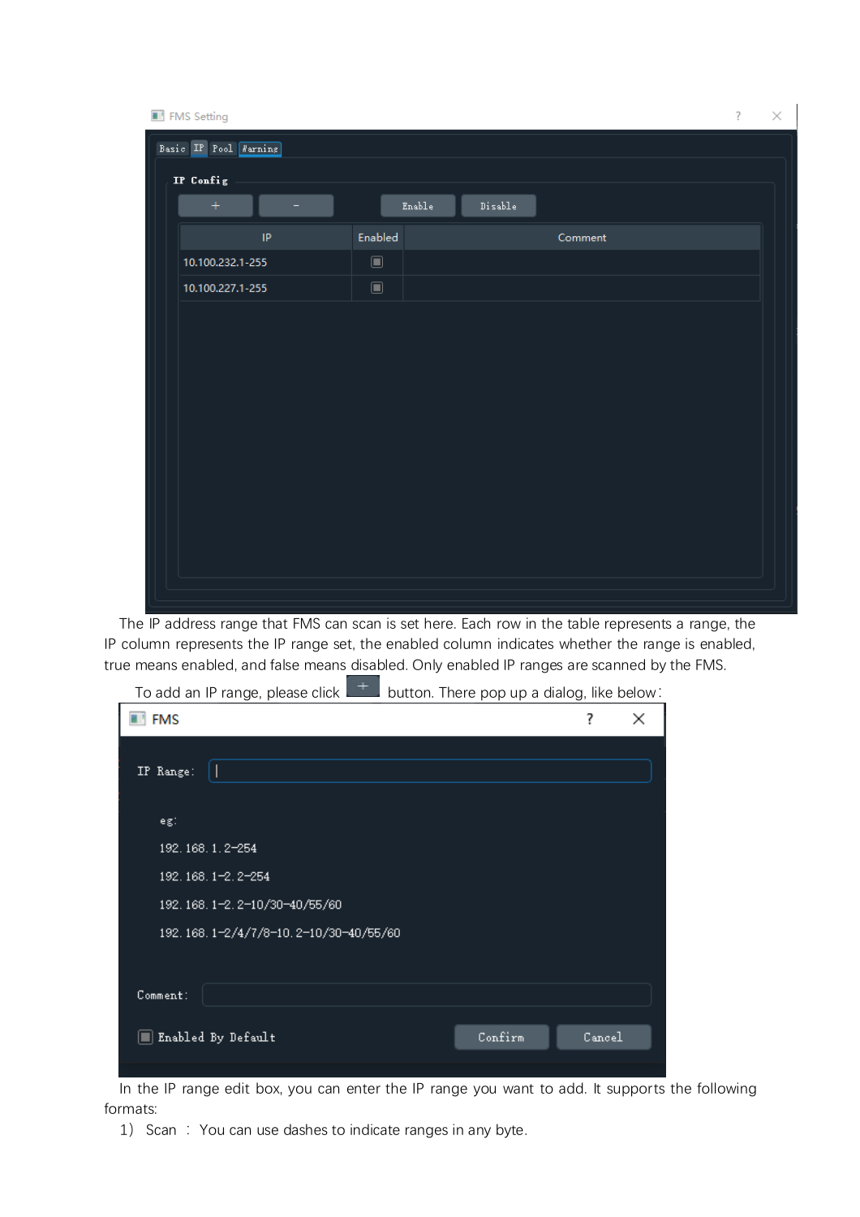The IP address range that FMS can scan is set here. Each row in the table represents a range, the IP column represents the IP range set, the enabled column indicates whether the range is enabled, true means enabled, and false means disabled. Only enabled IP ranges are scanned by the FMS.

To add an IP range, please click + button. There pop up a dialog, like below:

In the IP range edit box, you can enter the IP range you want to add. It supports the following formats:

1) Scan : You can use dashes to indicate ranges in any byte.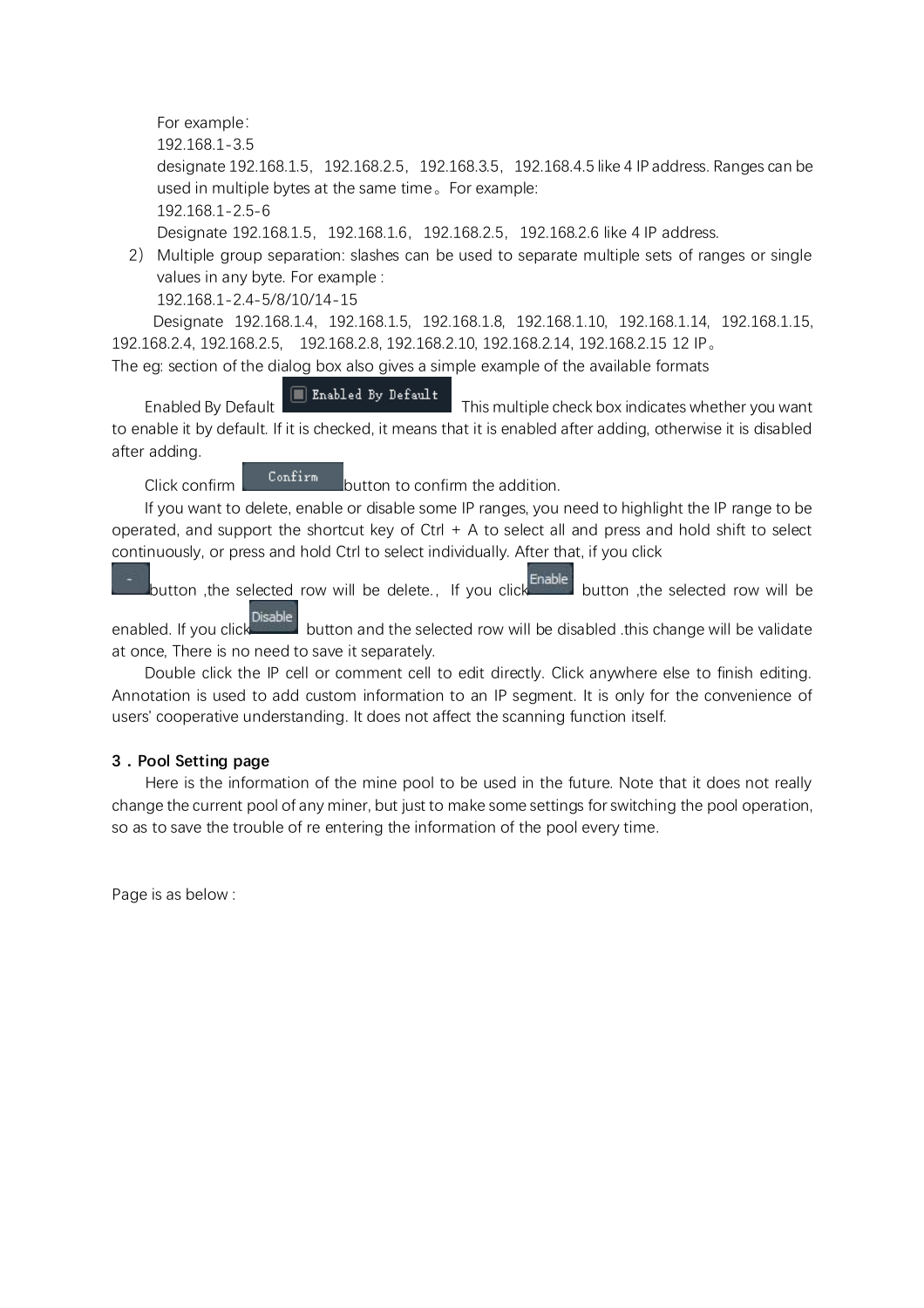For example：
192.168.1-3.5
designate 192.168.1.5，192.168.2.5，192.168.3.5，192.168.4.5 like 4 IP address. Ranges can be used in multiple bytes at the same time。For example:
192.168.1-2.5-6
Designate 192.168.1.5，192.168.1.6，192.168.2.5，192.168.2.6 like 4 IP address.

2）Multiple group separation: slashes can be used to separate multiple sets of ranges or single values in any byte. For example :
192.168.1-2.4-5/8/10/14-15
Designate 192.168.1.4，192.168.1.5，192.168.1.8，192.168.1.10，192.168.1.14，192.168.1.15，192.168.2.4, 192.168.2.5， 192.168.2.8, 192.168.2.10, 192.168.2.14, 192.168.2.15 12 IP。

The eg: section of the dialog box also gives a simple example of the available formats

Enabled By Default [Enabled By Default] This multiple check box indicates whether you want to enable it by default. If it is checked, it means that it is enabled after adding, otherwise it is disabled after adding.

Click confirm [Confirm] button to confirm the addition.

If you want to delete, enable or disable some IP ranges, you need to highlight the IP range to be operated, and support the shortcut key of Ctrl + A to select all and press and hold shift to select continuously, or press and hold Ctrl to select individually. After that, if you click [-] button ,the selected row will be delete.，If you click [Enable] button ,the selected row will be enabled. If you click [Disable] button and the selected row will be disabled .this change will be validate at once, There is no need to save it separately.

Double click the IP cell or comment cell to edit directly. Click anywhere else to finish editing. Annotation is used to add custom information to an IP segment. It is only for the convenience of users' cooperative understanding. It does not affect the scanning function itself.

### 3．Pool Setting page

Here is the information of the mine pool to be used in the future. Note that it does not really change the current pool of any miner, but just to make some settings for switching the pool operation, so as to save the trouble of re entering the information of the pool every time.

Page is as below :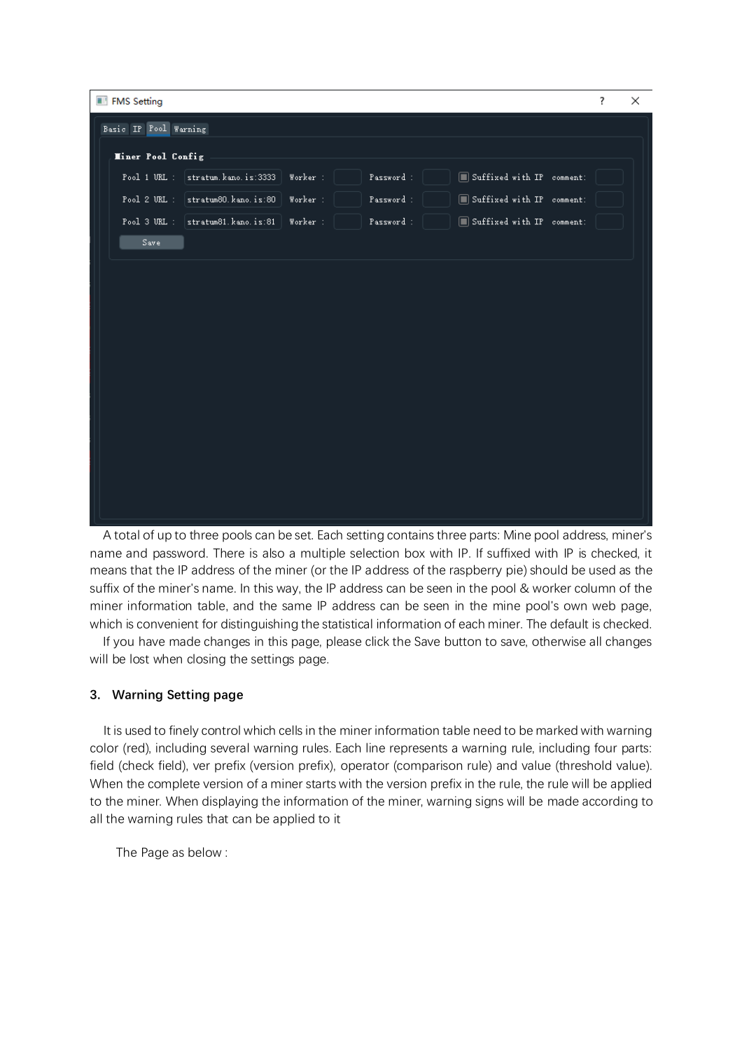A total of up to three pools can be set. Each setting contains three parts: Mine pool address, miner's name and password. There is also a multiple selection box with IP. If suffixed with IP is checked, it means that the IP address of the miner (or the IP address of the raspberry pie) should be used as the suffix of the miner's name. In this way, the IP address can be seen in the pool & worker column of the miner information table, and the same IP address can be seen in the mine pool's own web page, which is convenient for distinguishing the statistical information of each miner. The default is checked.

If you have made changes in this page, please click the Save button to save, otherwise all changes will be lost when closing the settings page.

### 3. Warning Setting page

It is used to finely control which cells in the miner information table need to be marked with warning color (red), including several warning rules. Each line represents a warning rule, including four parts: field (check field), ver prefix (version prefix), operator (comparison rule) and value (threshold value). When the complete version of a miner starts with the version prefix in the rule, the rule will be applied to the miner. When displaying the information of the miner, warning signs will be made according to all the warning rules that can be applied to it

The Page as below :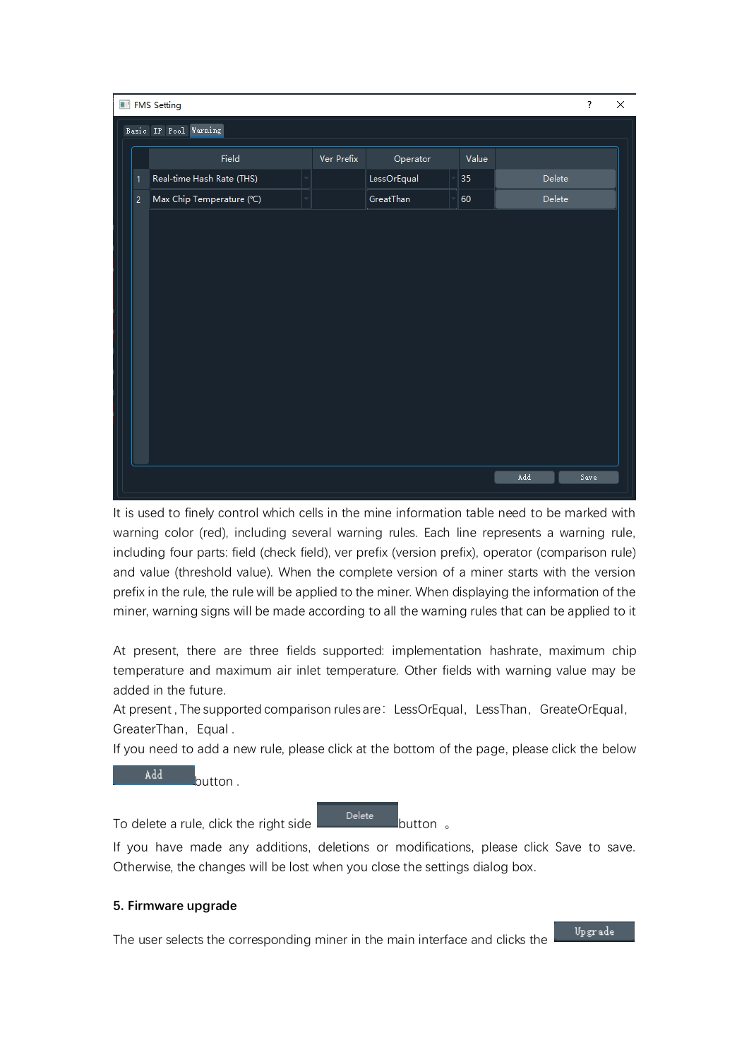It is used to finely control which cells in the mine information table need to be marked with warning color (red), including several warning rules. Each line represents a warning rule, including four parts: field (check field), ver prefix (version prefix), operator (comparison rule) and value (threshold value). When the complete version of a miner starts with the version prefix in the rule, the rule will be applied to the miner. When displaying the information of the miner, warning signs will be made according to all the warning rules that can be applied to it

At present, there are three fields supported: implementation hashrate, maximum chip temperature and maximum air inlet temperature. Other fields with warning value may be added in the future.

At present , The supported comparison rules are: LessOrEqual, LessThan, GreateOrEqual, GreaterThan, Equal .

If you need to add a new rule, please click at the bottom of the page, please click the below Add button .

To delete a rule, click the right side Delete button 。

If you have made any additions, deletions or modifications, please click Save to save. Otherwise, the changes will be lost when you close the settings dialog box.

### 5. Firmware upgrade

The user selects the corresponding miner in the main interface and clicks the Upgrade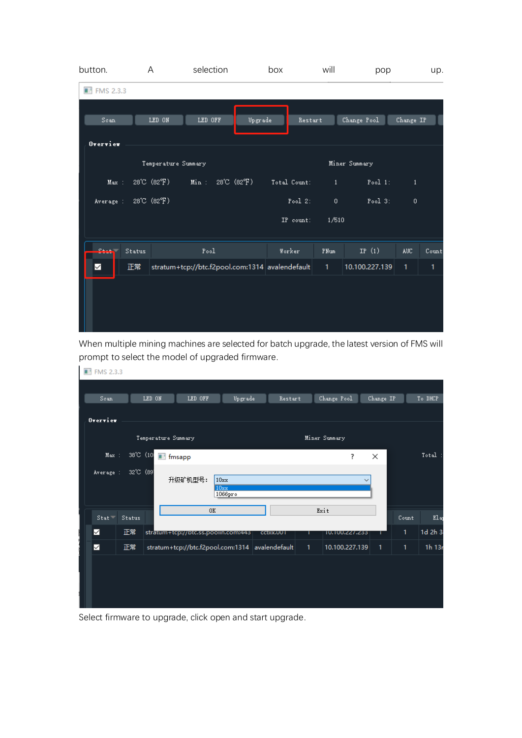button. A selection box will pop up.

When multiple mining machines are selected for batch upgrade, the latest version of FMS will prompt to select the model of upgraded firmware.

Select firmware to upgrade, click open and start upgrade.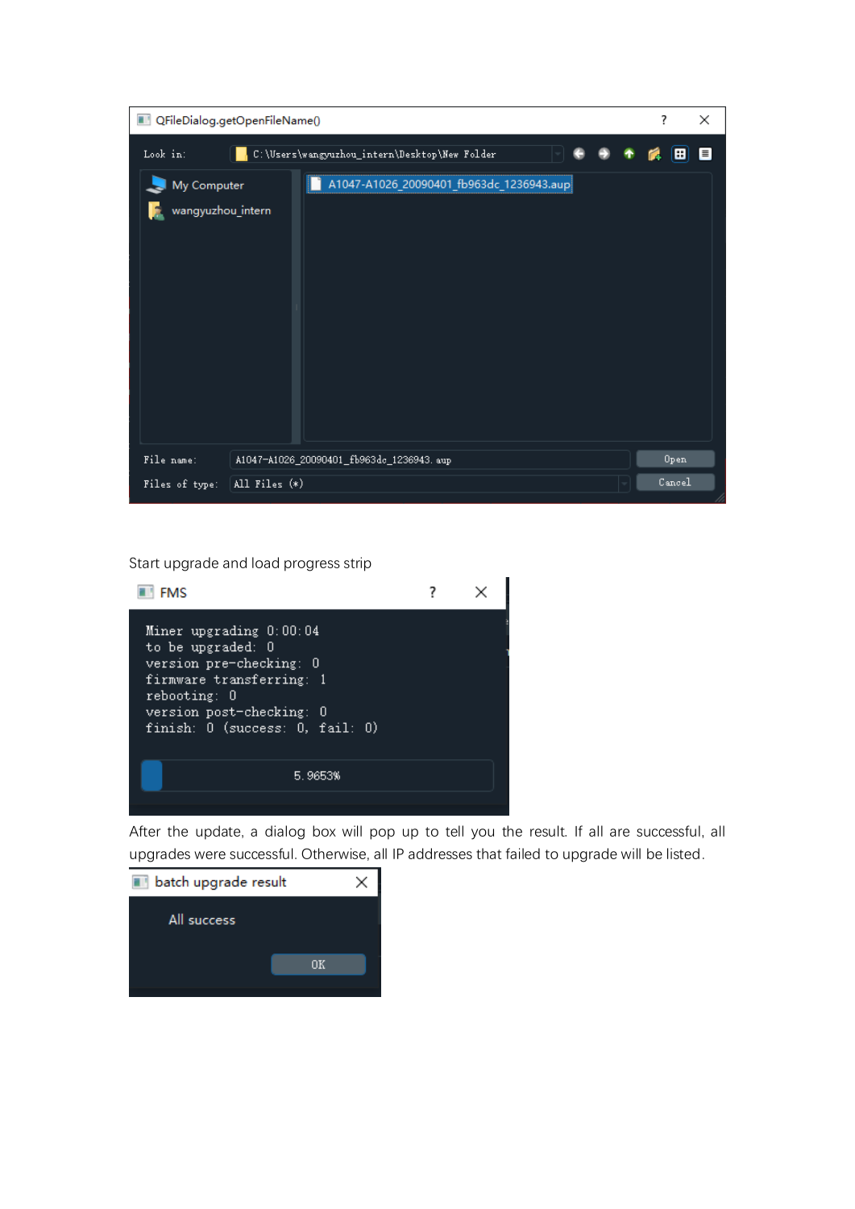Start upgrade and load progress strip

After the update, a dialog box will pop up to tell you the result. If all are successful, all upgrades were successful. Otherwise, all IP addresses that failed to upgrade will be listed.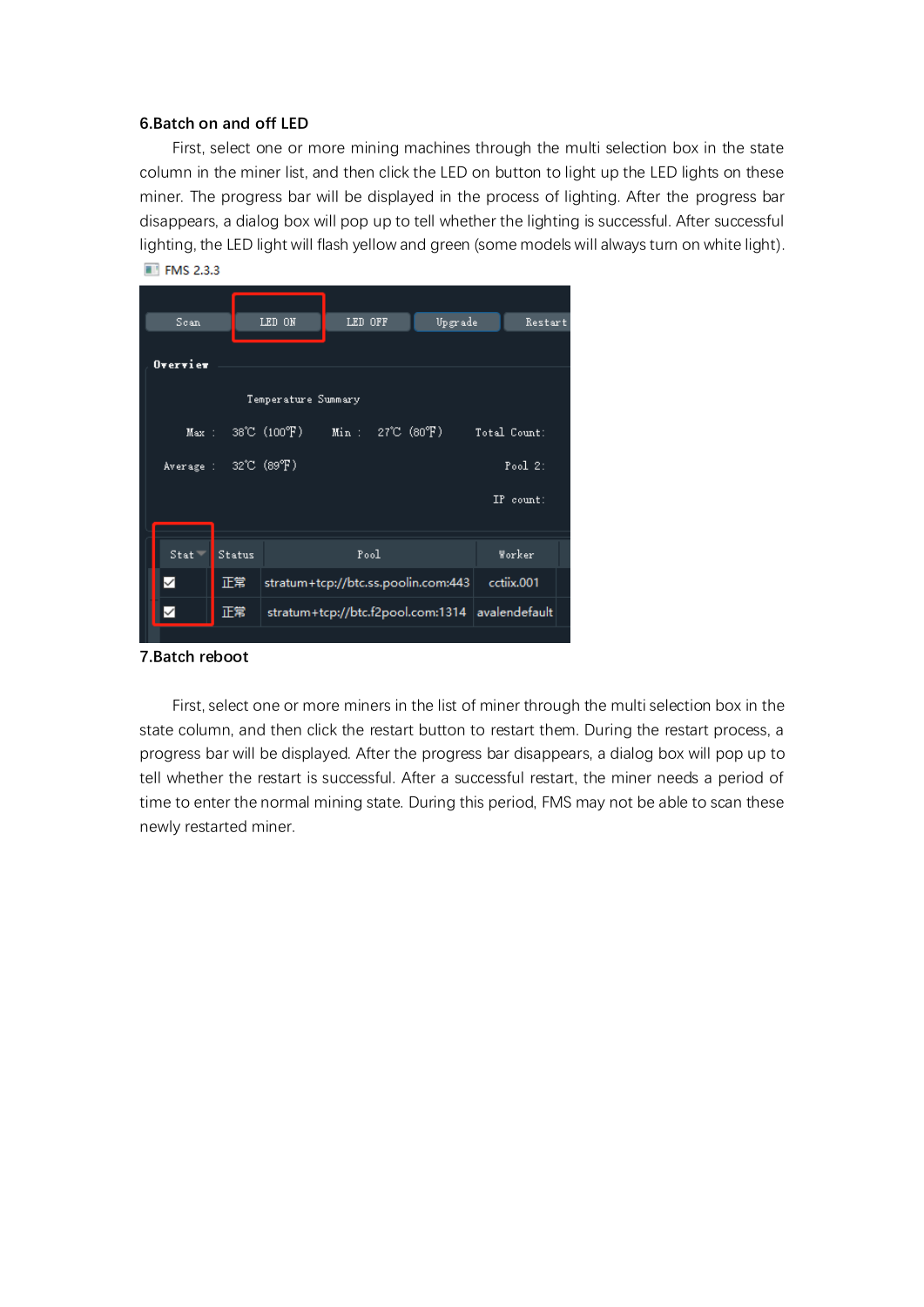6.Batch on and off LED

First, select one or more mining machines through the multi selection box in the state column in the miner list, and then click the LED on button to light up the LED lights on these miner. The progress bar will be displayed in the process of lighting. After the progress bar disappears, a dialog box will pop up to tell whether the lighting is successful. After successful lighting, the LED light will flash yellow and green (some models will always turn on white light).

7.Batch reboot

First, select one or more miners in the list of miner through the multi selection box in the state column, and then click the restart button to restart them. During the restart process, a progress bar will be displayed. After the progress bar disappears, a dialog box will pop up to tell whether the restart is successful. After a successful restart, the miner needs a period of time to enter the normal mining state. During this period, FMS may not be able to scan these newly restarted miner.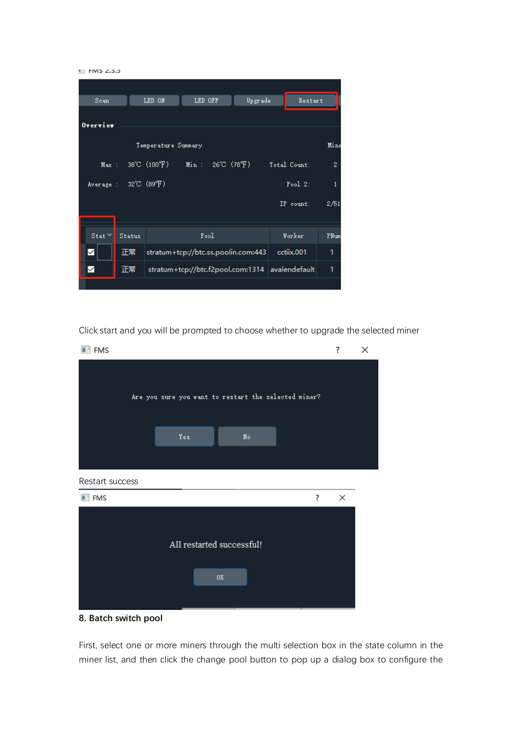Click start and you will be prompted to choose whether to upgrade the selected miner

Restart success

**8. Batch switch pool**

First, select one or more miners through the multi selection box in the state column in the miner list, and then click the change pool button to pop up a dialog box to configure the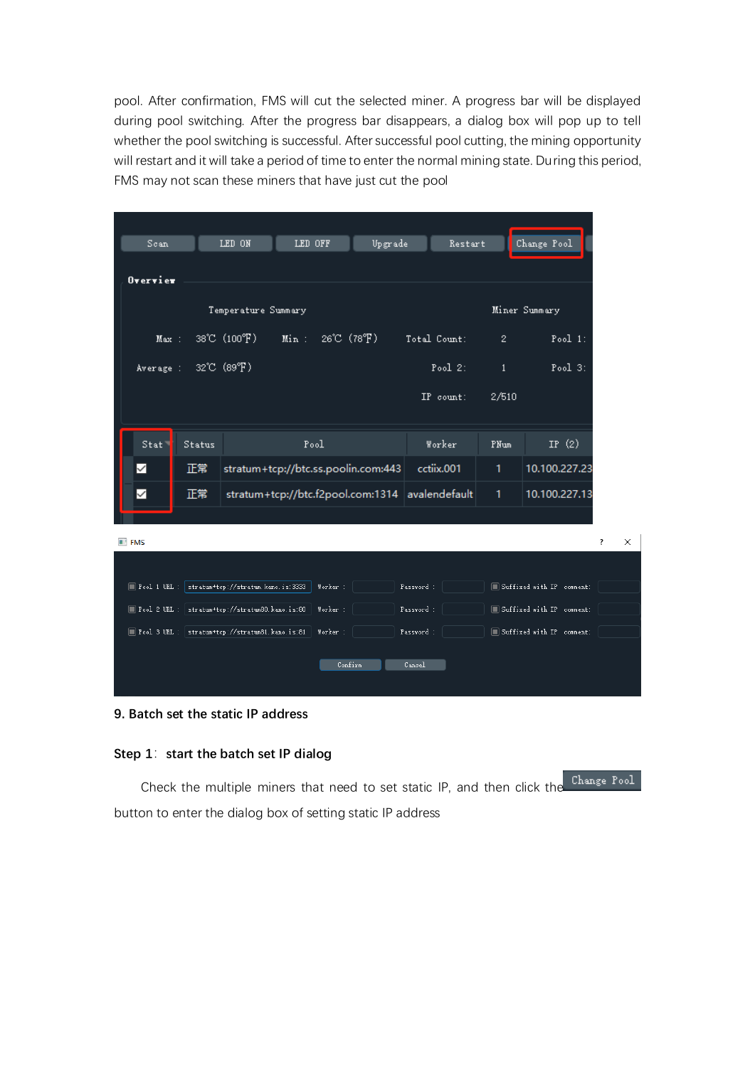pool. After confirmation, FMS will cut the selected miner. A progress bar will be displayed during pool switching. After the progress bar disappears, a dialog box will pop up to tell whether the pool switching is successful. After successful pool cutting, the mining opportunity will restart and it will take a period of time to enter the normal mining state. During this period, FMS may not scan these miners that have just cut the pool

## 9. Batch set the static IP address

### Step 1: start the batch set IP dialog

Check the multiple miners that need to set static IP, and then click the Change Pool button to enter the dialog box of setting static IP address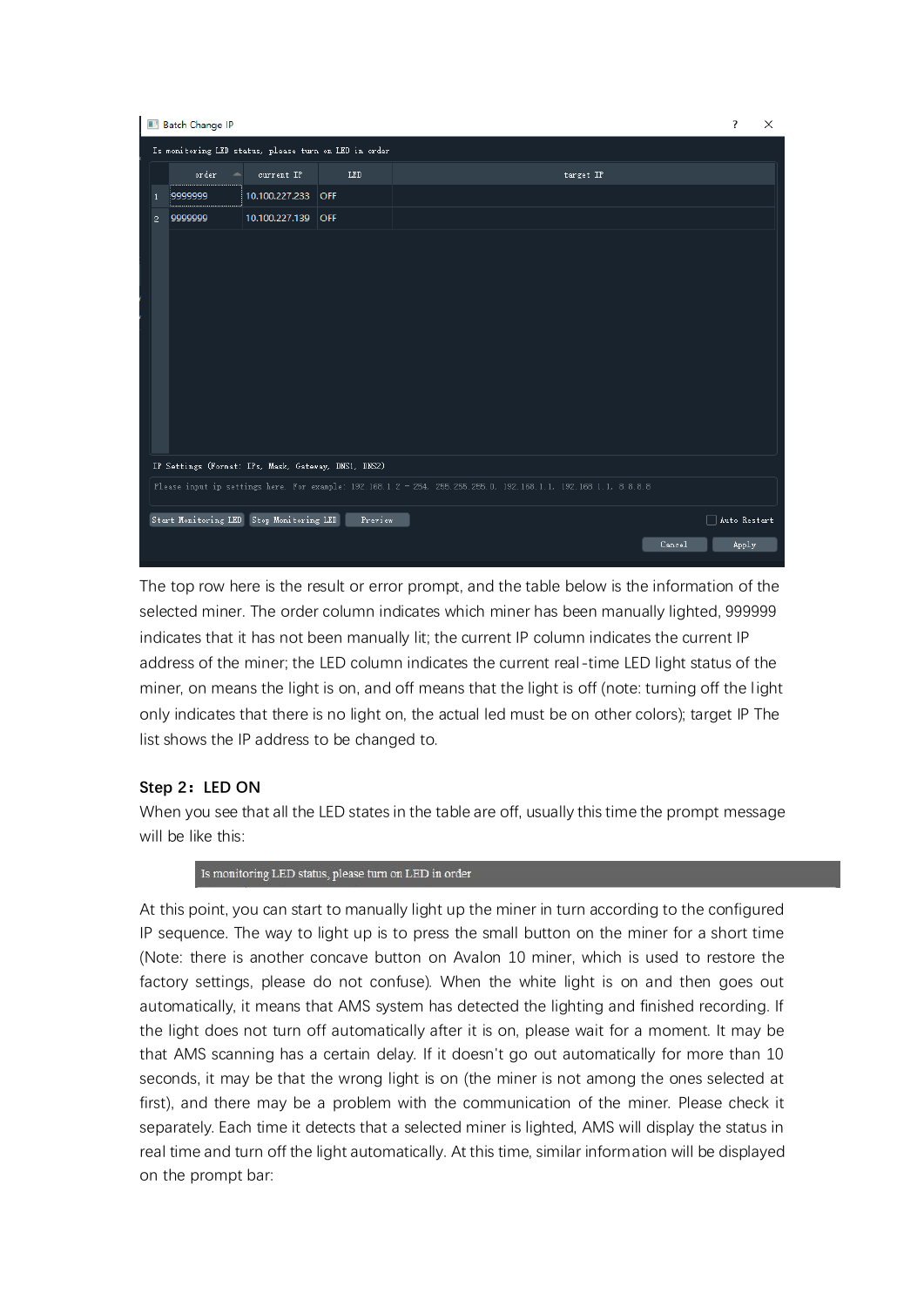The top row here is the result or error prompt, and the table below is the information of the selected miner. The order column indicates which miner has been manually lighted, 999999 indicates that it has not been manually lit; the current IP column indicates the current IP address of the miner; the LED column indicates the current real-time LED light status of the miner, on means the light is on, and off means that the light is off (note: turning off the light only indicates that there is no light on, the actual led must be on other colors); target IP The list shows the IP address to be changed to.

**Step 2：LED ON**

When you see that all the LED states in the table are off, usually this time the prompt message will be like this:

At this point, you can start to manually light up the miner in turn according to the configured IP sequence. The way to light up is to press the small button on the miner for a short time (Note: there is another concave button on Avalon 10 miner, which is used to restore the factory settings, please do not confuse). When the white light is on and then goes out automatically, it means that AMS system has detected the lighting and finished recording. If the light does not turn off automatically after it is on, please wait for a moment. It may be that AMS scanning has a certain delay. If it doesn't go out automatically for more than 10 seconds, it may be that the wrong light is on (the miner is not among the ones selected at first), and there may be a problem with the communication of the miner. Please check it separately. Each time it detects that a selected miner is lighted, AMS will display the status in real time and turn off the light automatically. At this time, similar information will be displayed on the prompt bar: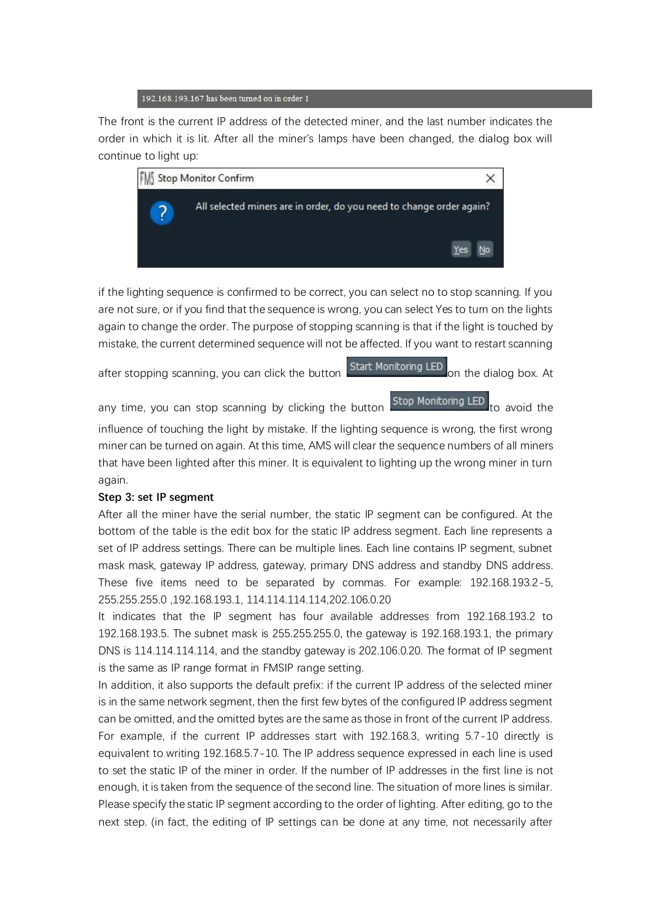192.168.193.167 has been turned on in order 1

The front is the current IP address of the detected miner, and the last number indicates the order in which it is lit. After all the miner's lamps have been changed, the dialog box will continue to light up:

Stop Monitor Confirm

All selected miners are in order, do you need to change order again?

Yes No

if the lighting sequence is confirmed to be correct, you can select no to stop scanning. If you are not sure, or if you find that the sequence is wrong, you can select Yes to turn on the lights again to change the order. The purpose of stopping scanning is that if the light is touched by mistake, the current determined sequence will not be affected. If you want to restart scanning after stopping scanning, you can click the button Start Monitoring LED on the dialog box. At any time, you can stop scanning by clicking the button Stop Monitoring LED to avoid the influence of touching the light by mistake. If the lighting sequence is wrong, the first wrong miner can be turned on again. At this time, AMS will clear the sequence numbers of all miners that have been lighted after this miner. It is equivalent to lighting up the wrong miner in turn again.

**Step 3: set IP segment**

After all the miner have the serial number, the static IP segment can be configured. At the bottom of the table is the edit box for the static IP address segment. Each line represents a set of IP address settings. There can be multiple lines. Each line contains IP segment, subnet mask mask, gateway IP address, gateway, primary DNS address and standby DNS address. These five items need to be separated by commas. For example: 192.168.193.2-5, 255.255.255.0 ,192.168.193.1, 114.114.114.114,202.106.0.20

It indicates that the IP segment has four available addresses from 192.168.193.2 to 192.168.193.5. The subnet mask is 255.255.255.0, the gateway is 192.168.193.1, the primary DNS is 114.114.114.114, and the standby gateway is 202.106.0.20. The format of IP segment is the same as IP range format in FMSIP range setting.

In addition, it also supports the default prefix: if the current IP address of the selected miner is in the same network segment, then the first few bytes of the configured IP address segment can be omitted, and the omitted bytes are the same as those in front of the current IP address. For example, if the current IP addresses start with 192.168.3, writing 5.7-10 directly is equivalent to writing 192.168.5.7-10. The IP address sequence expressed in each line is used to set the static IP of the miner in order. If the number of IP addresses in the first line is not enough, it is taken from the sequence of the second line. The situation of more lines is similar. Please specify the static IP segment according to the order of lighting. After editing, go to the next step. (in fact, the editing of IP settings can be done at any time, not necessarily after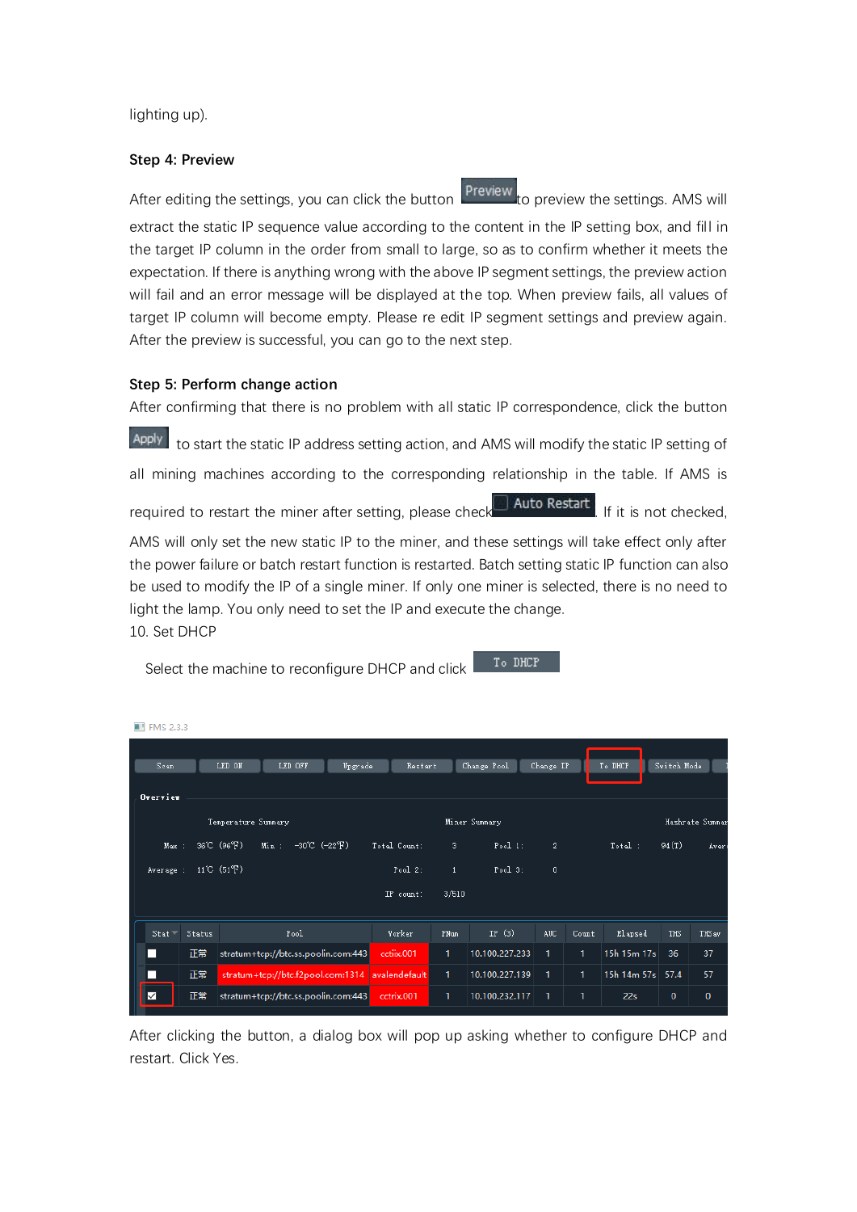lighting up).

**Step 4: Preview**

After editing the settings, you can click the button Preview to preview the settings. AMS will extract the static IP sequence value according to the content in the IP setting box, and fill in the target IP column in the order from small to large, so as to confirm whether it meets the expectation. If there is anything wrong with the above IP segment settings, the preview action will fail and an error message will be displayed at the top. When preview fails, all values of target IP column will become empty. Please re edit IP segment settings and preview again. After the preview is successful, you can go to the next step.

**Step 5: Perform change action**

After confirming that there is no problem with all static IP correspondence, click the button Apply to start the static IP address setting action, and AMS will modify the static IP setting of all mining machines according to the corresponding relationship in the table. If AMS is required to restart the miner after setting, please check Auto Restart. If it is not checked, AMS will only set the new static IP to the miner, and these settings will take effect only after the power failure or batch restart function is restarted. Batch setting static IP function can also be used to modify the IP of a single miner. If only one miner is selected, there is no need to light the lamp. You only need to set the IP and execute the change.

10. Set DHCP

Select the machine to reconfigure DHCP and click To DHCP

After clicking the button, a dialog box will pop up asking whether to configure DHCP and restart. Click Yes.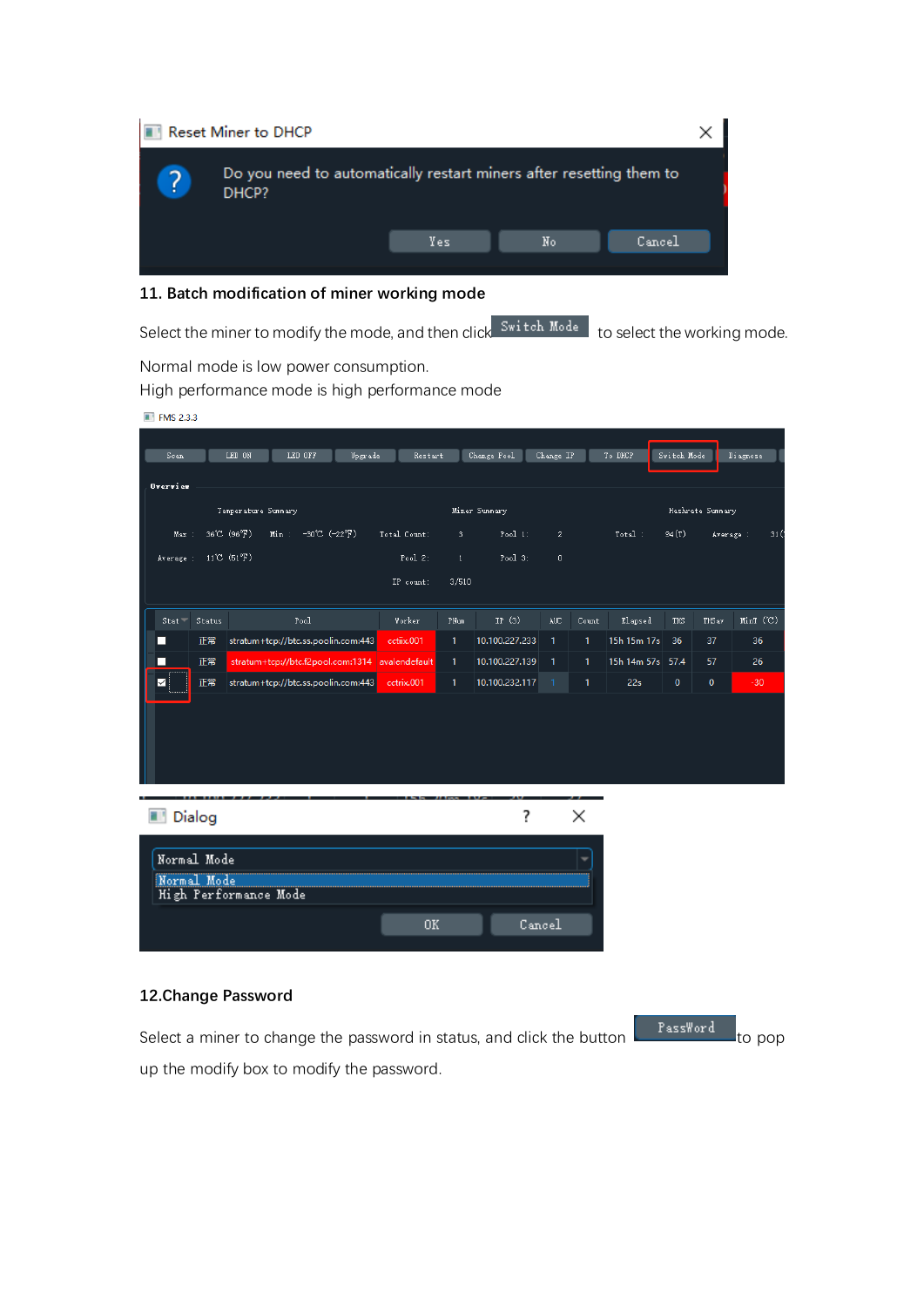## 11. Batch modification of miner working mode

Select the miner to modify the mode, and then click Switch Mode to select the working mode.

Normal mode is low power consumption.
High performance mode is high performance mode

## 12.Change Password

Select a miner to change the password in status, and click the button PassWord to pop up the modify box to modify the password.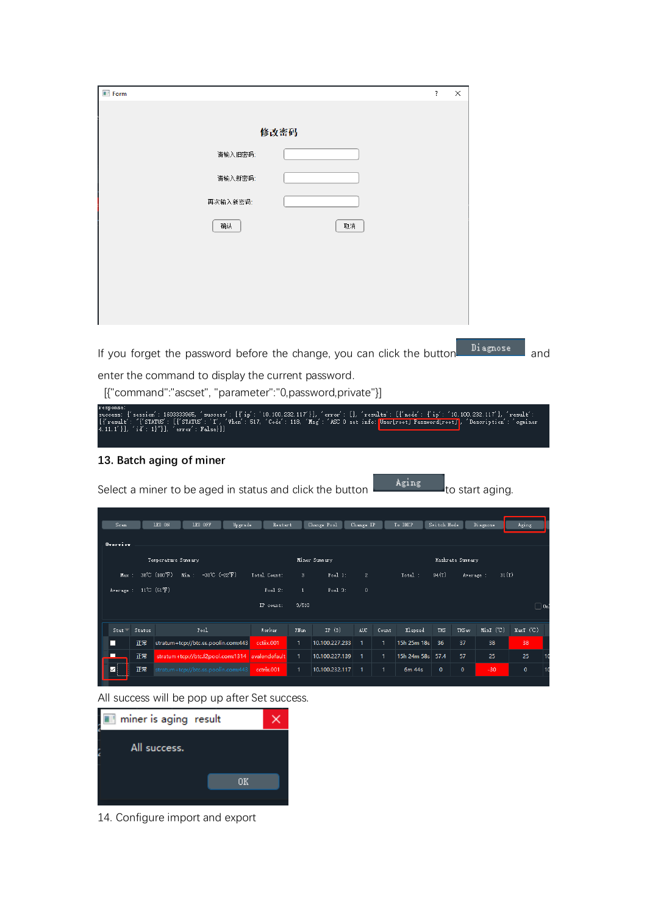Form

修改密码

请输入旧密码:

请输入新密码:

再次输入新密码:

确认 取消

If you forget the password before the change, you can click the button Diagnose and enter the command to display the current password.

[{"command":"ascset", "parameter":"0,password,private"}]

```
response:
success: {'session': 1603333965, 'success': [{'ip': '10.100.232.117'}], 'error': [], 'results': [{'node': {'ip': '10.100.232.117'}, 'result': [{'result': '{'STATUS': [{'STATUS': 'I', 'When': 517, 'Code': 118, 'Msg': 'ASC 0 set info: User[root] Password[root]', 'Description': 'cgminer 4.11.1'}], 'id': 1}'}], 'error': False}]}
```

## 13. Batch aging of miner

Select a miner to be aged in status and click the button Aging to start aging.

Scan | LED ON | LED OFF | Upgrade | Restart | Change Pool | Change IP | To DHCP | Switch Mode | Diagnose | Aging

Overview

Temperature Summary: Max: 38℃ (100℉) Min: -30℃ (-22℉) Average: 11℃ (51℉)

Miner Summary: Total Count: 3 Pool 1: 2 Pool 2: 1 Pool 3: 0 IP count: 3/510

Hashrate Summary: Total: 94(T) Average: 31(T)

| Stat | Status | Pool | Worker | FNum | IP (3) | AUC | Count | Elapsed | THS | THSav | MinT (℃) | MaxT (℃) |
|---|---|---|---|---|---|---|---|---|---|---|---|---|
| ☐ | 正常 | stratum+tcp://btc.ss.poolin.com:443 | cctiix.001 | 1 | 10.100.227.233 | 1 | 1 | 15h 25m 18s | 36 | 37 | 38 | 38 |
| ☐ | 正常 | stratum+tcp://btc.f2pool.com:1314 | avalandefault | 1 | 10.100.227.139 | 1 | 1 | 15h 24m 58s | 57.4 | 57 | 25 | 25 |
| ☑ | 正常 | stratum+tcp://btc.ss.poolin.com:443 | cctrix.001 | 1 | 10.100.232.117 | 1 | 1 | 6m 44s | 0 | 0 | -30 | 0 |

All success will be pop up after Set success.

miner is aging result

All success.

OK

14. Configure import and export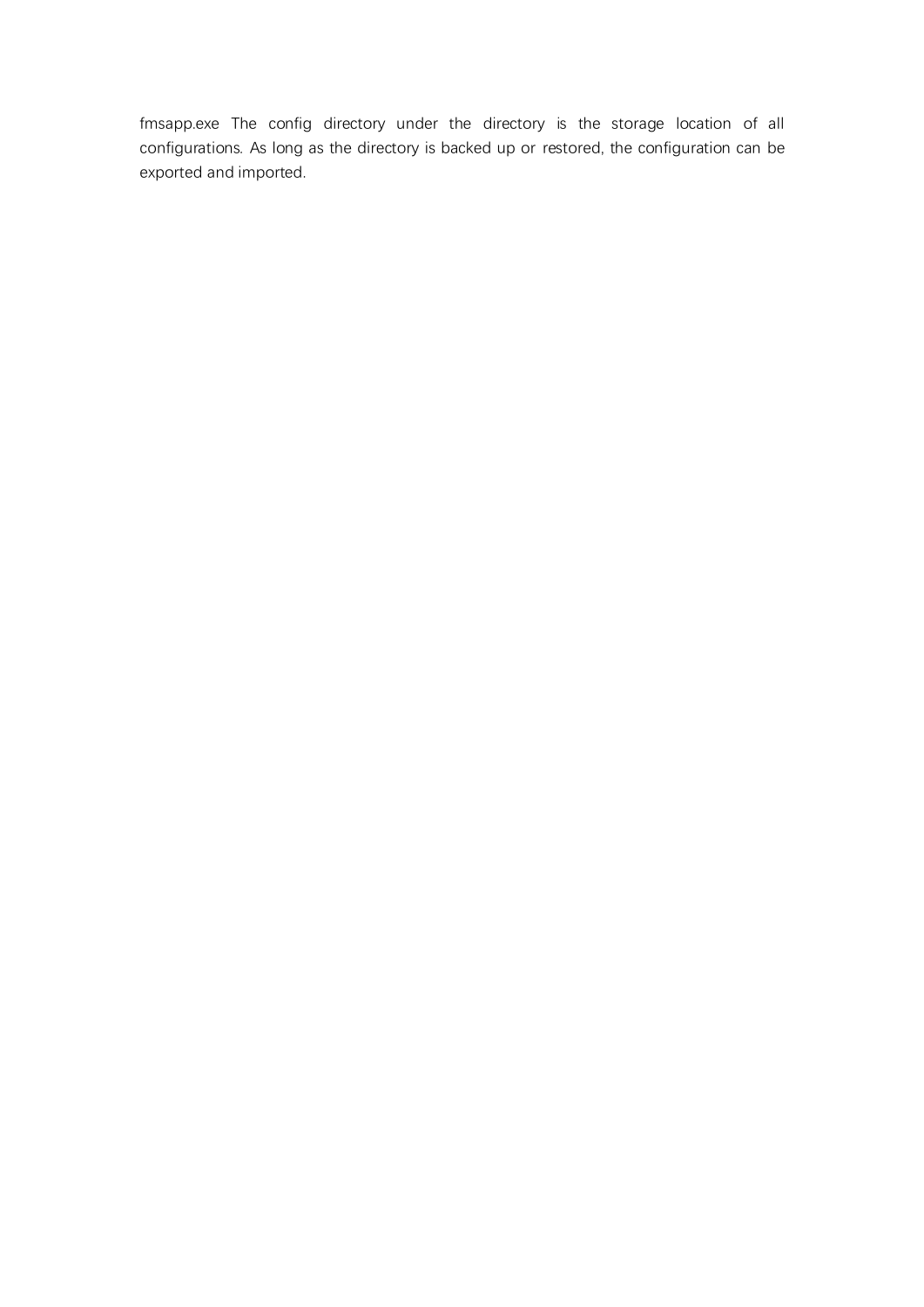fmsapp.exe The config directory under the directory is the storage location of all configurations. As long as the directory is backed up or restored, the configuration can be exported and imported.